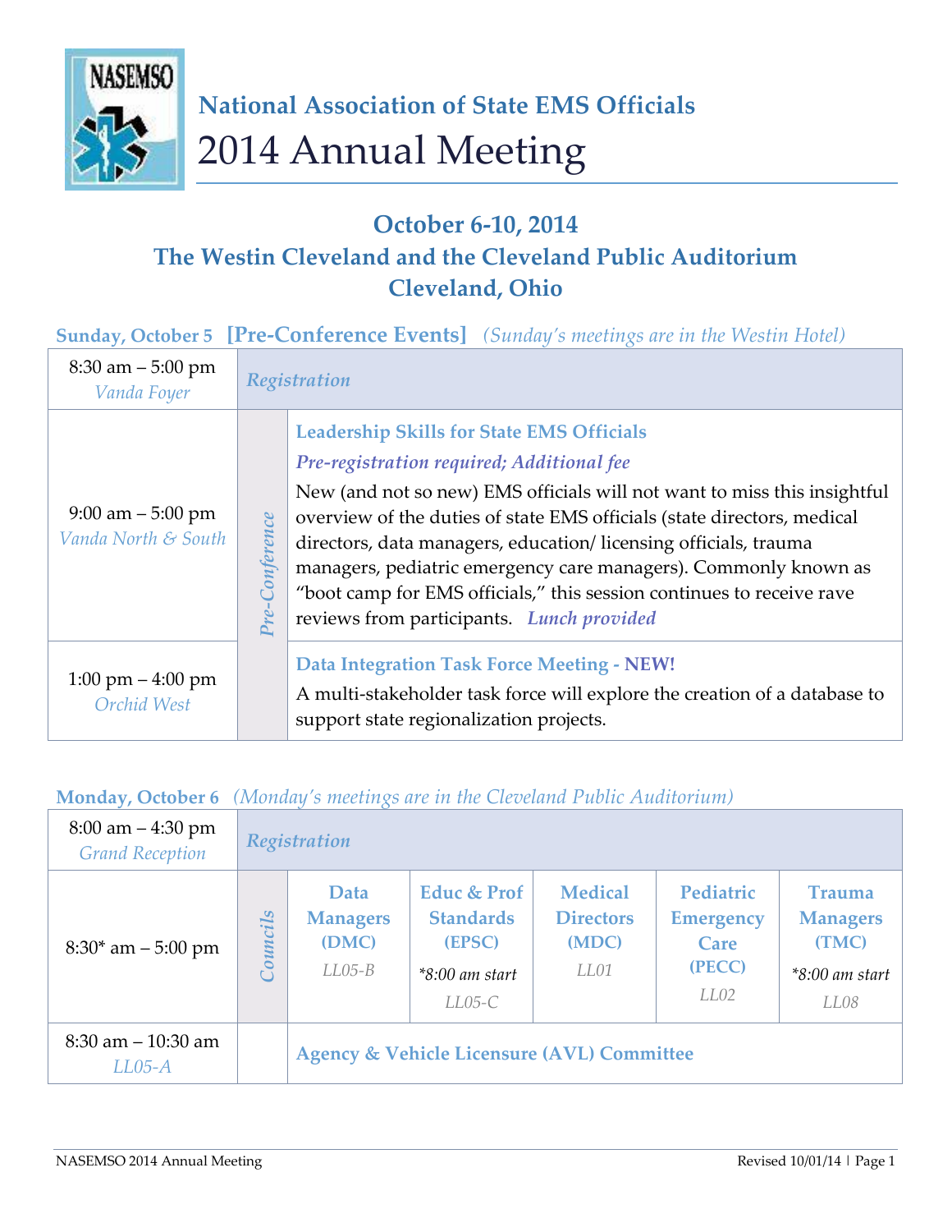# National Association of State EMS Officials

# 2014 Annual Meeting

## October 6-10, 2014
## The Westin Cleveland and the Cleveland Public Auditorium
## Cleveland, Ohio

**Sunday, October 5** **[Pre-Conference Events]** *(Sunday's meetings are in the Westin Hotel)*

| Time / Location | | Event |
|---|---|---|
| 8:30 am – 5:00 pm *Vanda Foyer* | | *Registration* |
| 9:00 am – 5:00 pm *Vanda North & South* | *Pre-Conference* | **Leadership Skills for State EMS Officials** *Pre-registration required; Additional fee* New (and not so new) EMS officials will not want to miss this insightful overview of the duties of state EMS officials (state directors, medical directors, data managers, education/ licensing officials, trauma managers, pediatric emergency care managers). Commonly known as "boot camp for EMS officials," this session continues to receive rave reviews from participants. *Lunch provided* |
| 1:00 pm – 4:00 pm *Orchid West* | *Pre-Conference* | **Data Integration Task Force Meeting - NEW!** A multi-stakeholder task force will explore the creation of a database to support state regionalization projects. |

**Monday, October 6** *(Monday's meetings are in the Cleveland Public Auditorium)*

| Time / Location | | | | | | |
|---|---|---|---|---|---|---|
| 8:00 am – 4:30 pm *Grand Reception* | *Registration* | | | | | |
| 8:30* am – 5:00 pm | *Councils* | **Data Managers (DMC)** *LL05-B* | **Educ & Prof Standards (EPSC)** *\*8:00 am start* *LL05-C* | **Medical Directors (MDC)** *LL01* | **Pediatric Emergency Care (PECC)** *LL02* | **Trauma Managers (TMC)** *\*8:00 am start* *LL08* |
| 8:30 am – 10:30 am *LL05-A* | | **Agency & Vehicle Licensure (AVL) Committee** | | | | |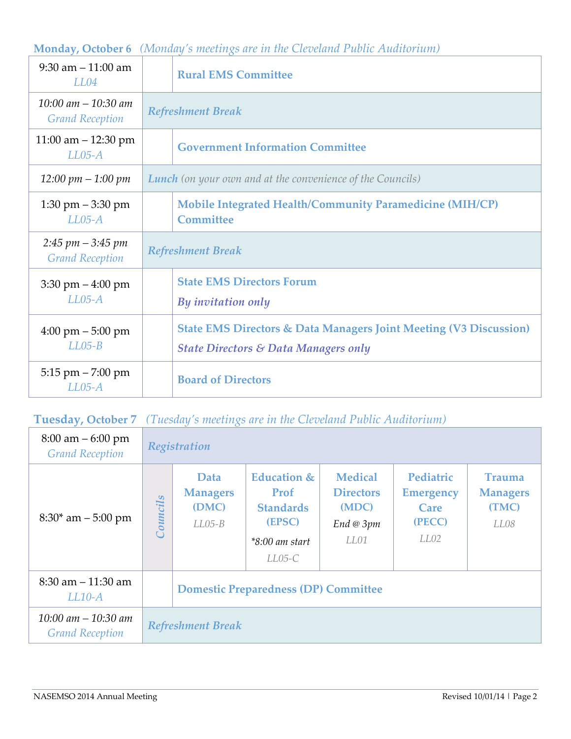**Monday, October 6** *(Monday's meetings are in the Cleveland Public Auditorium)*

| Time / Location | | Event |
|---|---|---|
| 9:30 am – 11:00 am *LL04* | | **Rural EMS Committee** |
| *10:00 am – 10:30 am* *Grand Reception* | ***Refreshment Break*** | |
| 11:00 am – 12:30 pm *LL05-A* | | **Government Information Committee** |
| *12:00 pm – 1:00 pm* | ***Lunch*** *(on your own and at the convenience of the Councils)* | |
| 1:30 pm – 3:30 pm *LL05-A* | | **Mobile Integrated Health/Community Paramedicine (MIH/CP) Committee** |
| *2:45 pm – 3:45 pm* *Grand Reception* | ***Refreshment Break*** | |
| 3:30 pm – 4:00 pm *LL05-A* | | **State EMS Directors Forum** ***By invitation only*** |
| 4:00 pm – 5:00 pm *LL05-B* | | **State EMS Directors & Data Managers Joint Meeting (V3 Discussion)** ***State Directors & Data Managers only*** |
| 5:15 pm – 7:00 pm *LL05-A* | | **Board of Directors** |

**Tuesday, October 7** *(Tuesday's meetings are in the Cleveland Public Auditorium)*

| Time / Location | | | | | | |
|---|---|---|---|---|---|---|
| 8:00 am – 6:00 pm *Grand Reception* | ***Registration*** | | | | | |
| 8:30* am – 5:00 pm | *Councils* | **Data Managers (DMC)** *LL05-B* | **Education & Prof Standards (EPSC)** *\*8:00 am start* *LL05-C* | **Medical Directors (MDC)** *End @ 3pm* *LL01* | **Pediatric Emergency Care (PECC)** *LL02* | **Trauma Managers (TMC)** *LL08* |
| 8:30 am – 11:30 am *LL10-A* | | **Domestic Preparedness (DP) Committee** | | | | |
| *10:00 am – 10:30 am* *Grand Reception* | ***Refreshment Break*** | | | | | |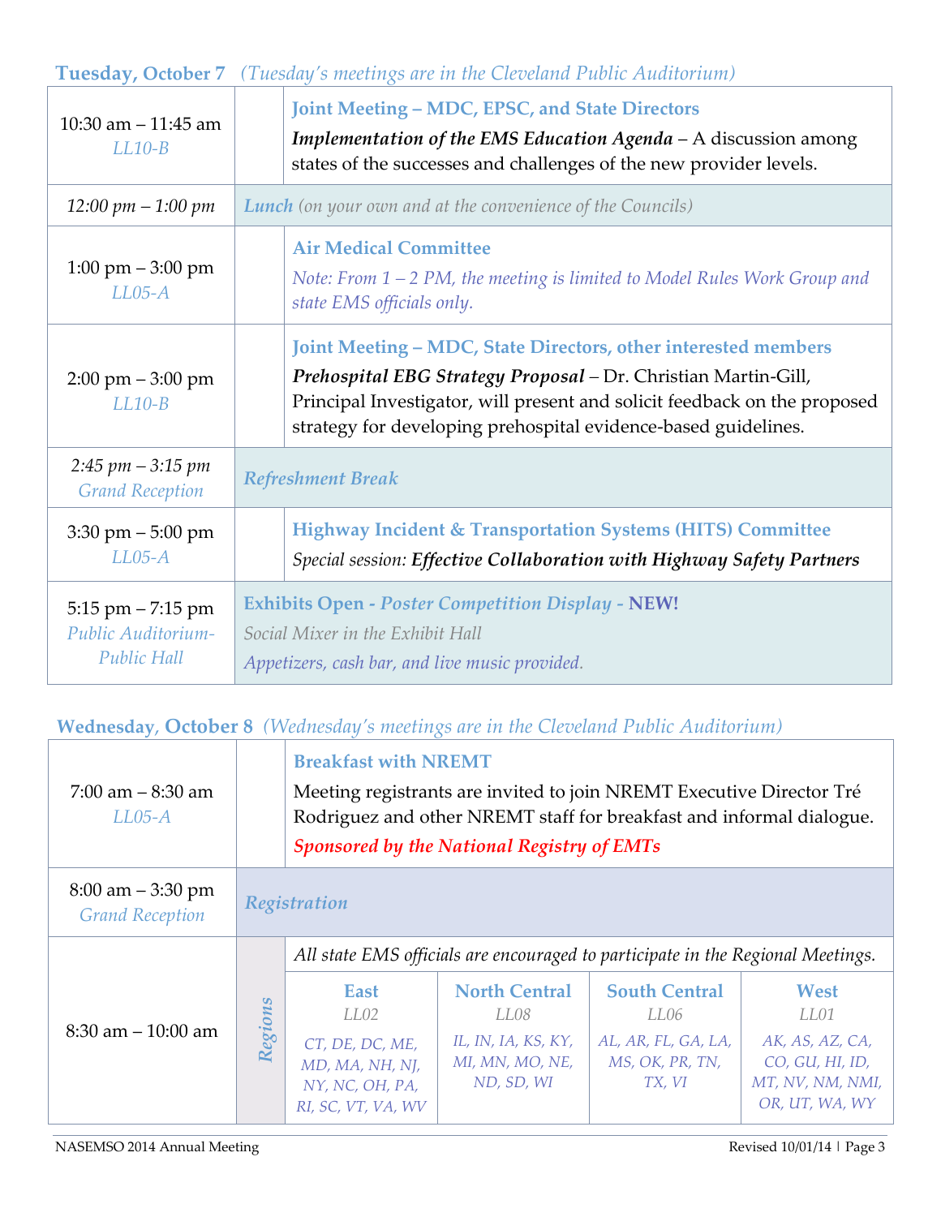### Tuesday, October 7 *(Tuesday's meetings are in the Cleveland Public Auditorium)*

| Time / Location | Event |
|---|---|
| 10:30 am – 11:45 am *LL10-B* | **Joint Meeting – MDC, EPSC, and State Directors** ***Implementation of the EMS Education Agenda*** – A discussion among states of the successes and challenges of the new provider levels. |
| *12:00 pm – 1:00 pm* | ***Lunch*** *(on your own and at the convenience of the Councils)* |
| 1:00 pm – 3:00 pm *LL05-A* | **Air Medical Committee** *Note: From 1 – 2 PM, the meeting is limited to Model Rules Work Group and state EMS officials only.* |
| 2:00 pm – 3:00 pm *LL10-B* | **Joint Meeting – MDC, State Directors, other interested members** ***Prehospital EBG Strategy Proposal*** – Dr. Christian Martin-Gill, Principal Investigator, will present and solicit feedback on the proposed strategy for developing prehospital evidence-based guidelines. |
| *2:45 pm – 3:15 pm* *Grand Reception* | ***Refreshment Break*** |
| 3:30 pm – 5:00 pm *LL05-A* | **Highway Incident & Transportation Systems (HITS) Committee** *Special session:* ***Effective Collaboration with Highway Safety Partners*** |
| 5:15 pm – 7:15 pm *Public Auditorium-Public Hall* | **Exhibits Open -** ***Poster Competition Display*** **- NEW!** *Social Mixer in the Exhibit Hall* *Appetizers, cash bar, and live music provided.* |

### Wednesday, October 8 *(Wednesday's meetings are in the Cleveland Public Auditorium)*

| Time / Location | Event |
|---|---|
| 7:00 am – 8:30 am *LL05-A* | **Breakfast with NREMT** Meeting registrants are invited to join NREMT Executive Director Tré Rodriguez and other NREMT staff for breakfast and informal dialogue. ***Sponsored by the National Registry of EMTs*** |
| 8:00 am – 3:30 pm *Grand Reception* | ***Registration*** |

**8:30 am – 10:00 am — *Regions***

*All state EMS officials are encouraged to participate in the Regional Meetings.*

| East | North Central | South Central | West |
|---|---|---|---|
| *LL02* | *LL08* | *LL06* | *LL01* |
| *CT, DE, DC, ME, MD, MA, NH, NJ, NY, NC, OH, PA, RI, SC, VT, VA, WV* | *IL, IN, IA, KS, KY, MI, MN, MO, NE, ND, SD, WI* | *AL, AR, FL, GA, LA, MS, OK, PR, TN, TX, VI* | *AK, AS, AZ, CA, CO, GU, HI, ID, MT, NV, NM, NMI, OR, UT, WA, WY* |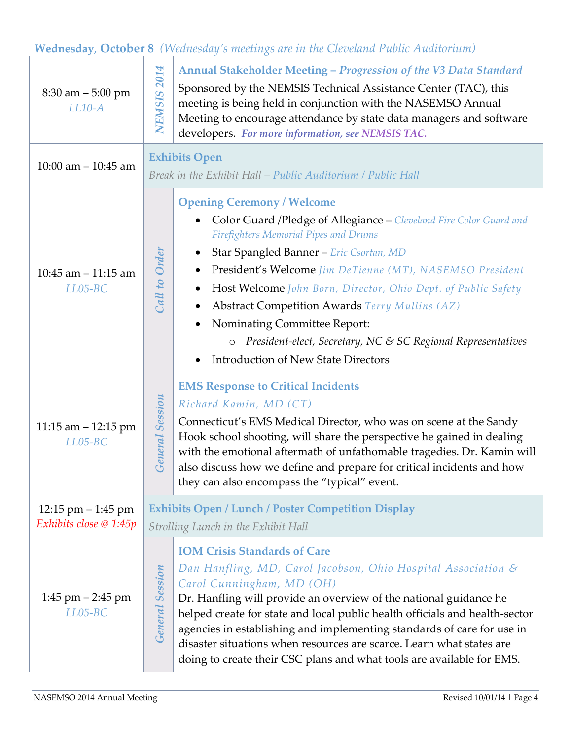## Wednesday, October 8 *(Wednesday's meetings are in the Cleveland Public Auditorium)*

| Time / Room | Type | Session |
|---|---|---|
| 8:30 am – 5:00 pm *LL10-A* | *NEMSIS 2014* | **Annual Stakeholder Meeting – *Progression of the V3 Data Standard*** Sponsored by the NEMSIS Technical Assistance Center (TAC), this meeting is being held in conjunction with the NASEMSO Annual Meeting to encourage attendance by state data managers and software developers. ***For more information, see NEMSIS TAC.*** |
| 10:00 am – 10:45 am | | **Exhibits Open** *Break in the Exhibit Hall – Public Auditorium / Public Hall* |
| 10:45 am – 11:15 am *LL05-BC* | *Call to Order* | **Opening Ceremony / Welcome** <br>• Color Guard /Pledge of Allegiance – *Cleveland Fire Color Guard and Firefighters Memorial Pipes and Drums* <br>• Star Spangled Banner – *Eric Csortan, MD* <br>• President's Welcome *Jim DeTienne (MT), NASEMSO President* <br>• Host Welcome *John Born, Director, Ohio Dept. of Public Safety* <br>• Abstract Competition Awards *Terry Mullins (AZ)* <br>• Nominating Committee Report: <br>&nbsp;&nbsp;&nbsp;&nbsp;o *President-elect, Secretary, NC & SC Regional Representatives* <br>• Introduction of New State Directors |
| 11:15 am – 12:15 pm *LL05-BC* | *General Session* | **EMS Response to Critical Incidents** *Richard Kamin, MD (CT)* Connecticut's EMS Medical Director, who was on scene at the Sandy Hook school shooting, will share the perspective he gained in dealing with the emotional aftermath of unfathomable tragedies. Dr. Kamin will also discuss how we define and prepare for critical incidents and how they can also encompass the "typical" event. |
| 12:15 pm – 1:45 pm *Exhibits close @ 1:45p* | | **Exhibits Open / Lunch / Poster Competition Display** *Strolling Lunch in the Exhibit Hall* |
| 1:45 pm – 2:45 pm *LL05-BC* | *General Session* | **IOM Crisis Standards of Care** *Dan Hanfling, MD, Carol Jacobson, Ohio Hospital Association & Carol Cunningham, MD (OH)* Dr. Hanfling will provide an overview of the national guidance he helped create for state and local public health officials and health-sector agencies in establishing and implementing standards of care for use in disaster situations when resources are scarce. Learn what states are doing to create their CSC plans and what tools are available for EMS. |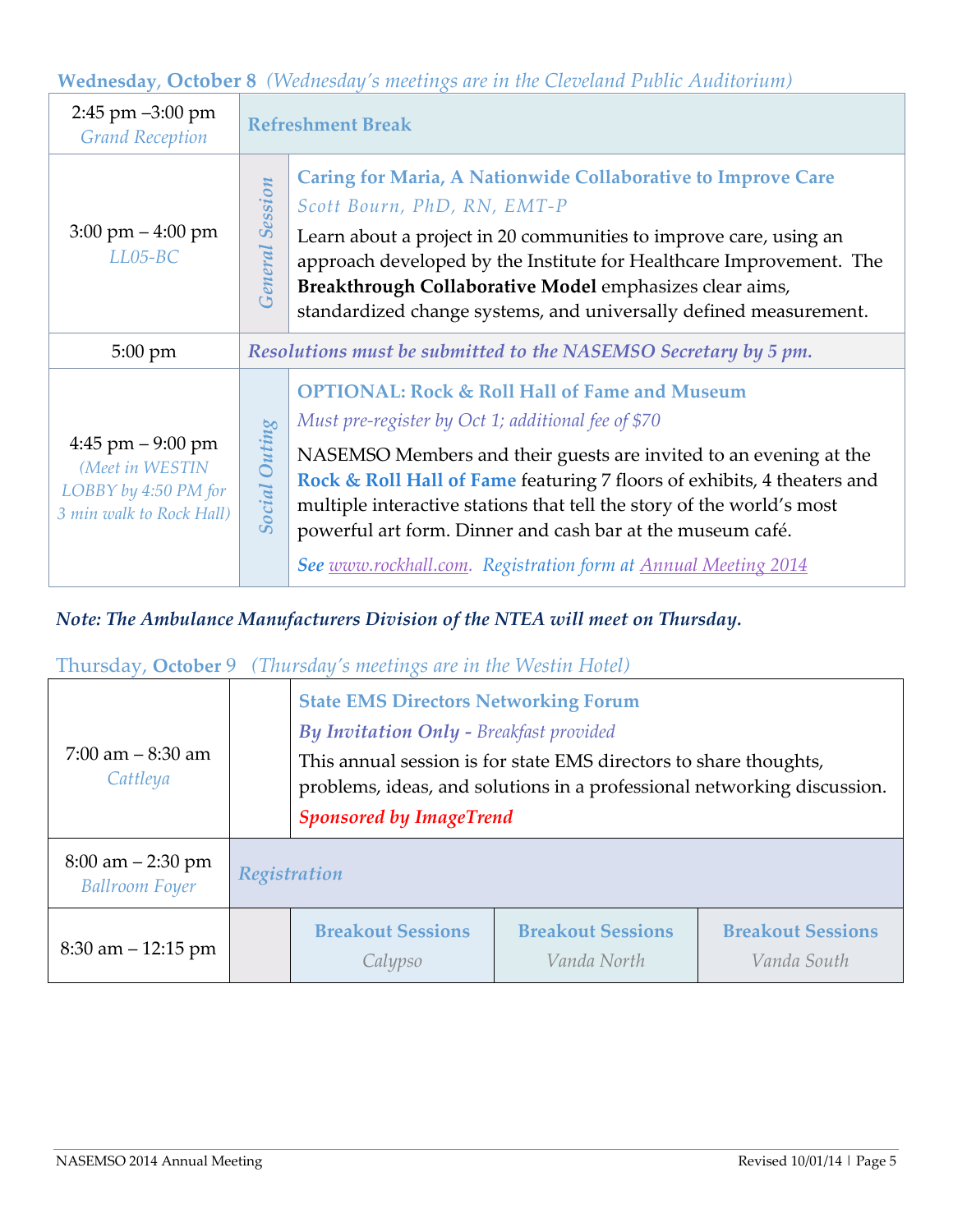### **Wednesday, October 8** *(Wednesday's meetings are in the Cleveland Public Auditorium)*

| Time / Location | Type | Session |
|---|---|---|
| 2:45 pm –3:00 pm<br>*Grand Reception* | | **Refreshment Break** |
| 3:00 pm – 4:00 pm<br>*LL05-BC* | *General Session* | **Caring for Maria, A Nationwide Collaborative to Improve Care**<br>*Scott Bourn, PhD, RN, EMT-P*<br>Learn about a project in 20 communities to improve care, using an approach developed by the Institute for Healthcare Improvement. The **Breakthrough Collaborative Model** emphasizes clear aims, standardized change systems, and universally defined measurement. |
| 5:00 pm | | ***Resolutions must be submitted to the NASEMSO Secretary by 5 pm.*** |
| 4:45 pm – 9:00 pm<br>*(Meet in WESTIN LOBBY by 4:50 PM for 3 min walk to Rock Hall)* | *Social Outing* | **OPTIONAL: Rock & Roll Hall of Fame and Museum**<br>*Must pre-register by Oct 1; additional fee of $70*<br>NASEMSO Members and their guests are invited to an evening at the **Rock & Roll Hall of Fame** featuring 7 floors of exhibits, 4 theaters and multiple interactive stations that tell the story of the world's most powerful art form. Dinner and cash bar at the museum café.<br>***See*** *www.rockhall.com. Registration form at Annual Meeting 2014* |

***Note: The Ambulance Manufacturers Division of the NTEA will meet on Thursday.***

### Thursday, **October** 9 *(Thursday's meetings are in the Westin Hotel)*

| Time / Location | | Session | | |
|---|---|---|---|---|
| 7:00 am – 8:30 am<br>*Cattleya* | | **State EMS Directors Networking Forum**<br>***By Invitation Only -*** *Breakfast provided*<br>This annual session is for state EMS directors to share thoughts, problems, ideas, and solutions in a professional networking discussion.<br>***Sponsored by ImageTrend*** | | |
| 8:00 am – 2:30 pm<br>*Ballroom Foyer* | ***Registration*** | | | |
| 8:30 am – 12:15 pm | | **Breakout Sessions**<br>*Calypso* | **Breakout Sessions**<br>*Vanda North* | **Breakout Sessions**<br>*Vanda South* |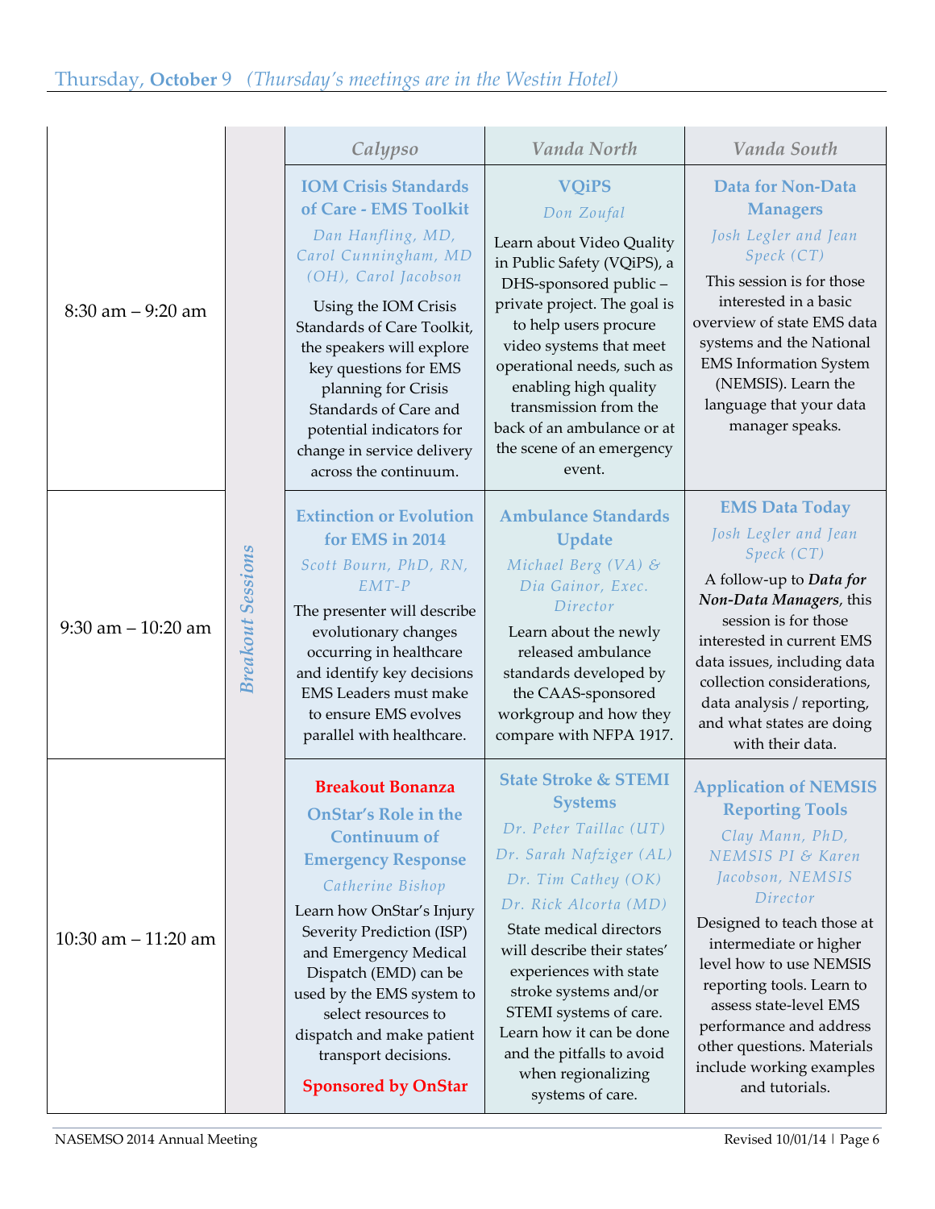## Thursday, **October** 9 *(Thursday's meetings are in the Westin Hotel)*

| | | Calypso | Vanda North | Vanda South |
|---|---|---|---|---|
| 8:30 am – 9:20 am | *Breakout Sessions* | **IOM Crisis Standards of Care - EMS Toolkit**<br>*Dan Hanfling, MD, Carol Cunningham, MD (OH), Carol Jacobson*<br>Using the IOM Crisis Standards of Care Toolkit, the speakers will explore key questions for EMS planning for Crisis Standards of Care and potential indicators for change in service delivery across the continuum. | **VQiPS**<br>*Don Zoufal*<br>Learn about Video Quality in Public Safety (VQiPS), a DHS-sponsored public – private project. The goal is to help users procure video systems that meet operational needs, such as enabling high quality transmission from the back of an ambulance or at the scene of an emergency event. | **Data for Non-Data Managers**<br>*Josh Legler and Jean Speck (CT)*<br>This session is for those interested in a basic overview of state EMS data systems and the National EMS Information System (NEMSIS). Learn the language that your data manager speaks. |
| 9:30 am – 10:20 am | | **Extinction or Evolution for EMS in 2014**<br>*Scott Bourn, PhD, RN, EMT-P*<br>The presenter will describe evolutionary changes occurring in healthcare and identify key decisions EMS Leaders must make to ensure EMS evolves parallel with healthcare. | **Ambulance Standards Update**<br>*Michael Berg (VA) & Dia Gainor, Exec. Director*<br>Learn about the newly released ambulance standards developed by the CAAS-sponsored workgroup and how they compare with NFPA 1917. | **EMS Data Today**<br>*Josh Legler and Jean Speck (CT)*<br>A follow-up to ***Data for Non-Data Managers***, this session is for those interested in current EMS data issues, including data collection considerations, data analysis / reporting, and what states are doing with their data. |
| 10:30 am – 11:20 am | | **Breakout Bonanza**<br>**OnStar's Role in the Continuum of Emergency Response**<br>*Catherine Bishop*<br>Learn how OnStar's Injury Severity Prediction (ISP) and Emergency Medical Dispatch (EMD) can be used by the EMS system to select resources to dispatch and make patient transport decisions.<br>**Sponsored by OnStar** | **State Stroke & STEMI Systems**<br>*Dr. Peter Taillac (UT)*<br>*Dr. Sarah Nafziger (AL)*<br>*Dr. Tim Cathey (OK)*<br>*Dr. Rick Alcorta (MD)*<br>State medical directors will describe their states' experiences with state stroke systems and/or STEMI systems of care. Learn how it can be done and the pitfalls to avoid when regionalizing systems of care. | **Application of NEMSIS Reporting Tools**<br>*Clay Mann, PhD, NEMSIS PI & Karen Jacobson, NEMSIS Director*<br>Designed to teach those at intermediate or higher level how to use NEMSIS reporting tools. Learn to assess state-level EMS performance and address other questions. Materials include working examples and tutorials. |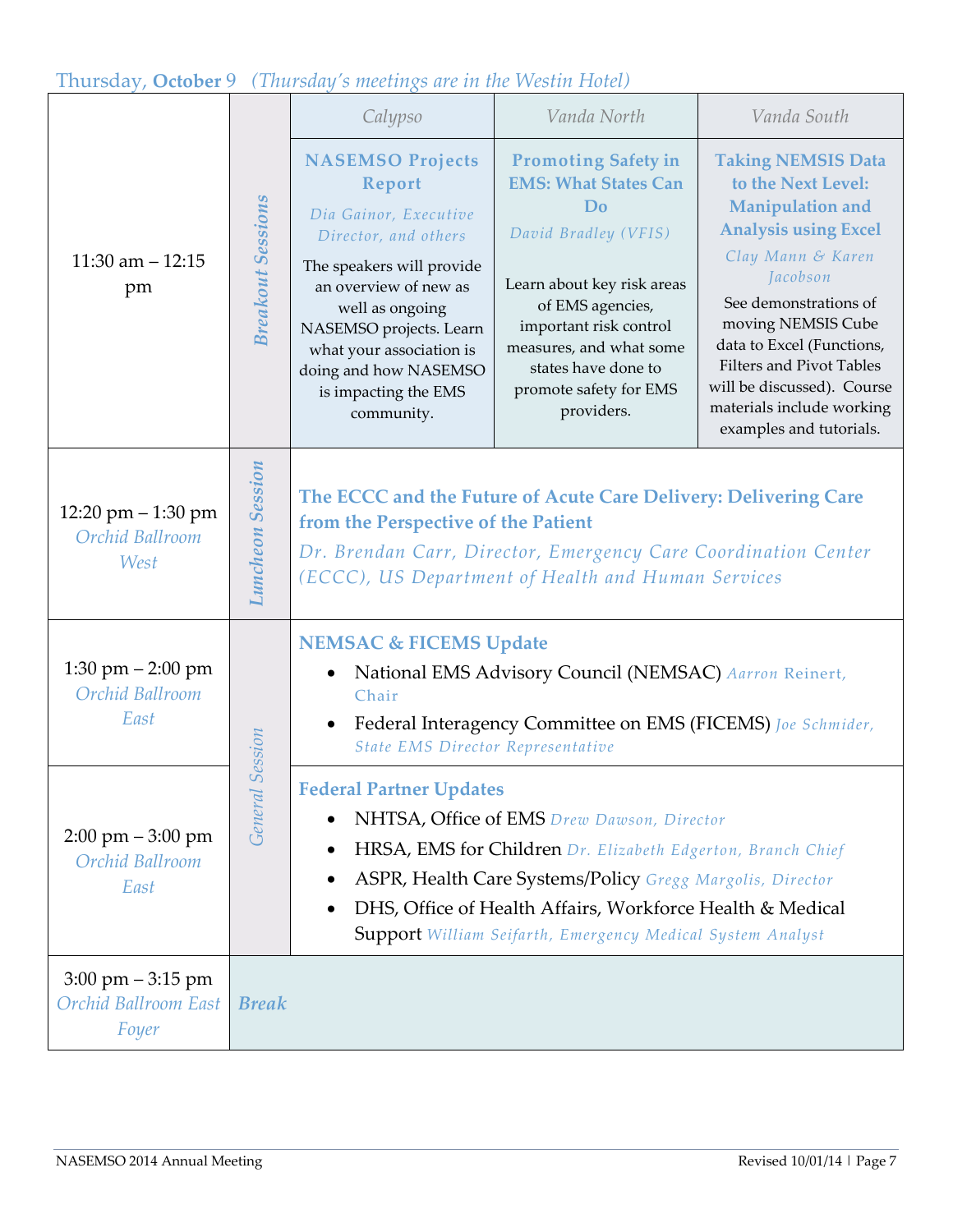## Thursday, **October** 9 *(Thursday's meetings are in the Westin Hotel)*

| Time | Session | Calypso | Vanda North | Vanda South |
|---|---|---|---|---|
| 11:30 am – 12:15 pm | *Breakout Sessions* | **NASEMSO Projects Report**<br>*Dia Gainor, Executive Director, and others*<br>The speakers will provide an overview of new as well as ongoing NASEMSO projects. Learn what your association is doing and how NASEMSO is impacting the EMS community. | **Promoting Safety in EMS: What States Can Do**<br>*David Bradley (VFIS)*<br>Learn about key risk areas of EMS agencies, important risk control measures, and what some states have done to promote safety for EMS providers. | **Taking NEMSIS Data to the Next Level: Manipulation and Analysis using Excel**<br>*Clay Mann & Karen Jacobson*<br>See demonstrations of moving NEMSIS Cube data to Excel (Functions, Filters and Pivot Tables will be discussed). Course materials include working examples and tutorials. |
| 12:20 pm – 1:30 pm<br>*Orchid Ballroom West* | *Luncheon Session* | **The ECCC and the Future of Acute Care Delivery: Delivering Care from the Perspective of the Patient**<br>*Dr. Brendan Carr, Director, Emergency Care Coordination Center (ECCC), US Department of Health and Human Services* | | |
| 1:30 pm – 2:00 pm<br>*Orchid Ballroom East* | *General Session* | **NEMSAC & FICEMS Update**<br>• National EMS Advisory Council (NEMSAC) *Aarron Reinert, Chair*<br>• Federal Interagency Committee on EMS (FICEMS) *Joe Schmider, State EMS Director Representative* | | |
| 2:00 pm – 3:00 pm<br>*Orchid Ballroom East* | *General Session* | **Federal Partner Updates**<br>• NHTSA, Office of EMS *Drew Dawson, Director*<br>• HRSA, EMS for Children *Dr. Elizabeth Edgerton, Branch Chief*<br>• ASPR, Health Care Systems/Policy *Gregg Margolis, Director*<br>• DHS, Office of Health Affairs, Workforce Health & Medical Support *William Seifarth, Emergency Medical System Analyst* | | |
| 3:00 pm – 3:15 pm<br>*Orchid Ballroom East Foyer* | ***Break*** | | | |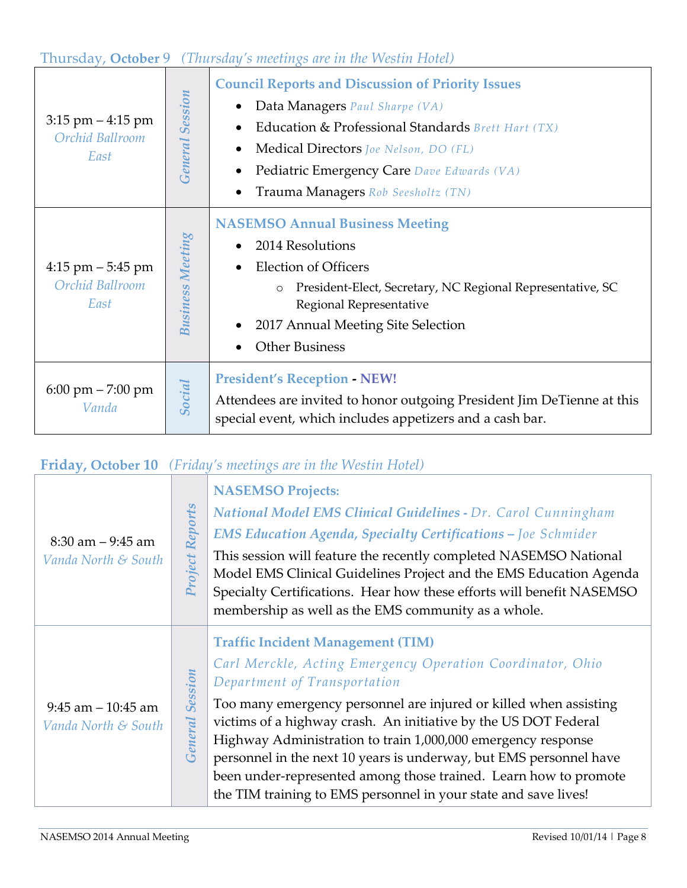## Thursday, October 9 *(Thursday's meetings are in the Westin Hotel)*

| Time / Location | Type | Session |
|---|---|---|
| 3:15 pm – 4:15 pm *Orchid Ballroom East* | *General Session* | **Council Reports and Discussion of Priority Issues**<br>• Data Managers *Paul Sharpe (VA)*<br>• Education & Professional Standards *Brett Hart (TX)*<br>• Medical Directors *Joe Nelson, DO (FL)*<br>• Pediatric Emergency Care *Dave Edwards (VA)*<br>• Trauma Managers *Rob Seesholtz (TN)* |
| 4:15 pm – 5:45 pm *Orchid Ballroom East* | *Business Meeting* | **NASEMSO Annual Business Meeting**<br>• 2014 Resolutions<br>• Election of Officers<br>  ○ President-Elect, Secretary, NC Regional Representative, SC Regional Representative<br>• 2017 Annual Meeting Site Selection<br>• Other Business |
| 6:00 pm – 7:00 pm *Vanda* | *Social* | **President's Reception - NEW!**<br>Attendees are invited to honor outgoing President Jim DeTienne at this special event, which includes appetizers and a cash bar. |

## Friday, October 10 *(Friday's meetings are in the Westin Hotel)*

| Time / Location | Type | Session |
|---|---|---|
| 8:30 am – 9:45 am *Vanda North & South* | *Project Reports* | **NASEMSO Projects:**<br>***National Model EMS Clinical Guidelines*** *- Dr. Carol Cunningham*<br>***EMS Education Agenda, Specialty Certifications*** *– Joe Schmider*<br>This session will feature the recently completed NASEMSO National Model EMS Clinical Guidelines Project and the EMS Education Agenda Specialty Certifications. Hear how these efforts will benefit NASEMSO membership as well as the EMS community as a whole. |
| 9:45 am – 10:45 am *Vanda North & South* | *General Session* | **Traffic Incident Management (TIM)**<br>*Carl Merckle, Acting Emergency Operation Coordinator, Ohio Department of Transportation*<br>Too many emergency personnel are injured or killed when assisting victims of a highway crash. An initiative by the US DOT Federal Highway Administration to train 1,000,000 emergency response personnel in the next 10 years is underway, but EMS personnel have been under-represented among those trained. Learn how to promote the TIM training to EMS personnel in your state and save lives! |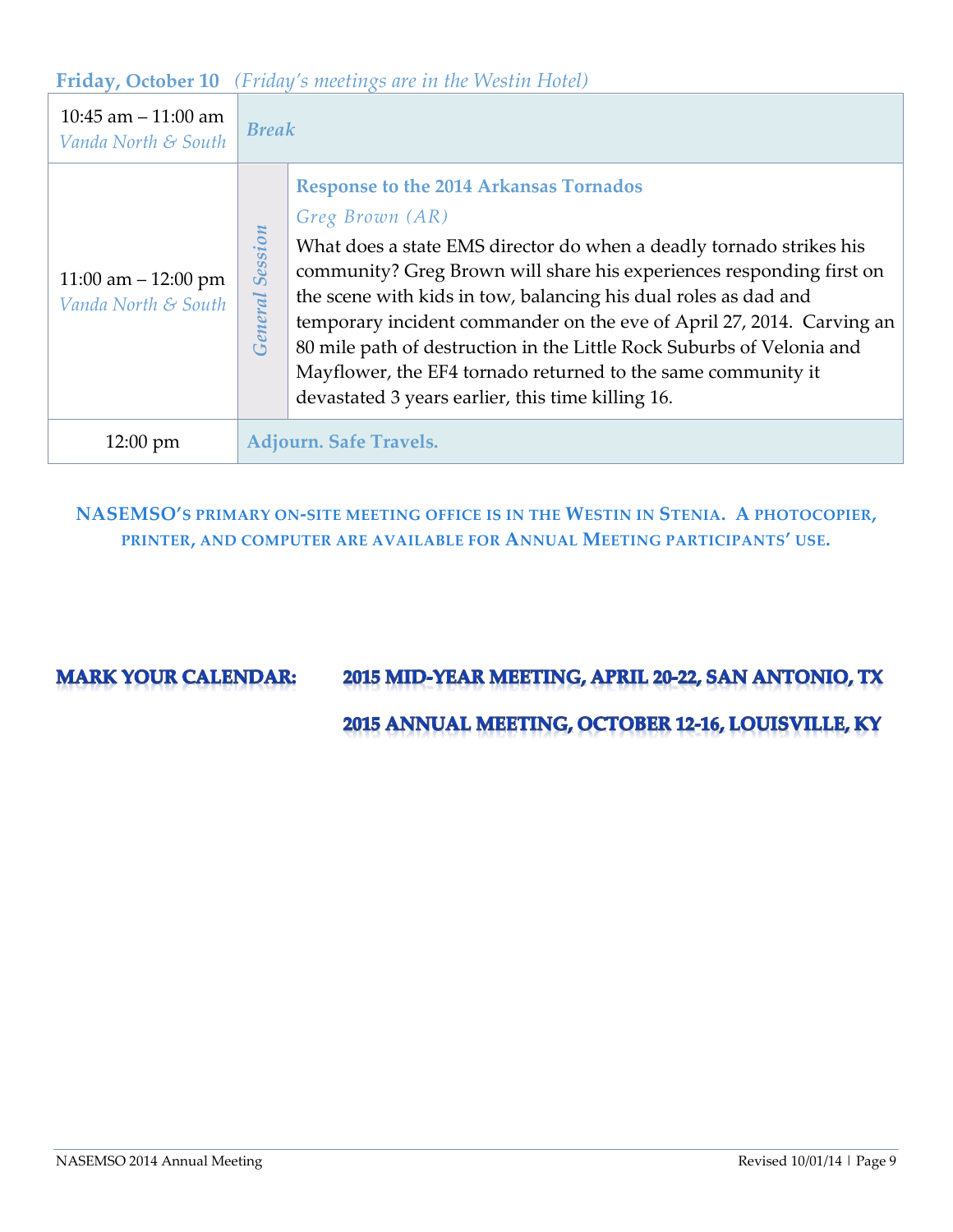**Friday, October 10** *(Friday's meetings are in the Westin Hotel)*

| | | |
|---|---|---|
| 10:45 am – 11:00 am *Vanda North & South* | ***Break*** | |
| 11:00 am – 12:00 pm *Vanda North & South* | *General Session* | **Response to the 2014 Arkansas Tornados**<br>*Greg Brown (AR)*<br>What does a state EMS director do when a deadly tornado strikes his community? Greg Brown will share his experiences responding first on the scene with kids in tow, balancing his dual roles as dad and temporary incident commander on the eve of April 27, 2014. Carving an 80 mile path of destruction in the Little Rock Suburbs of Velonia and Mayflower, the EF4 tornado returned to the same community it devastated 3 years earlier, this time killing 16. |
| 12:00 pm | **Adjourn. Safe Travels.** | |

**NASEMSO'S PRIMARY ON-SITE MEETING OFFICE IS IN THE WESTIN IN STENIA. A PHOTOCOPIER, PRINTER, AND COMPUTER ARE AVAILABLE FOR ANNUAL MEETING PARTICIPANTS' USE.**

**MARK YOUR CALENDAR:** **2015 MID-YEAR MEETING, APRIL 20-22, SAN ANTONIO, TX**

**2015 ANNUAL MEETING, OCTOBER 12-16, LOUISVILLE, KY**